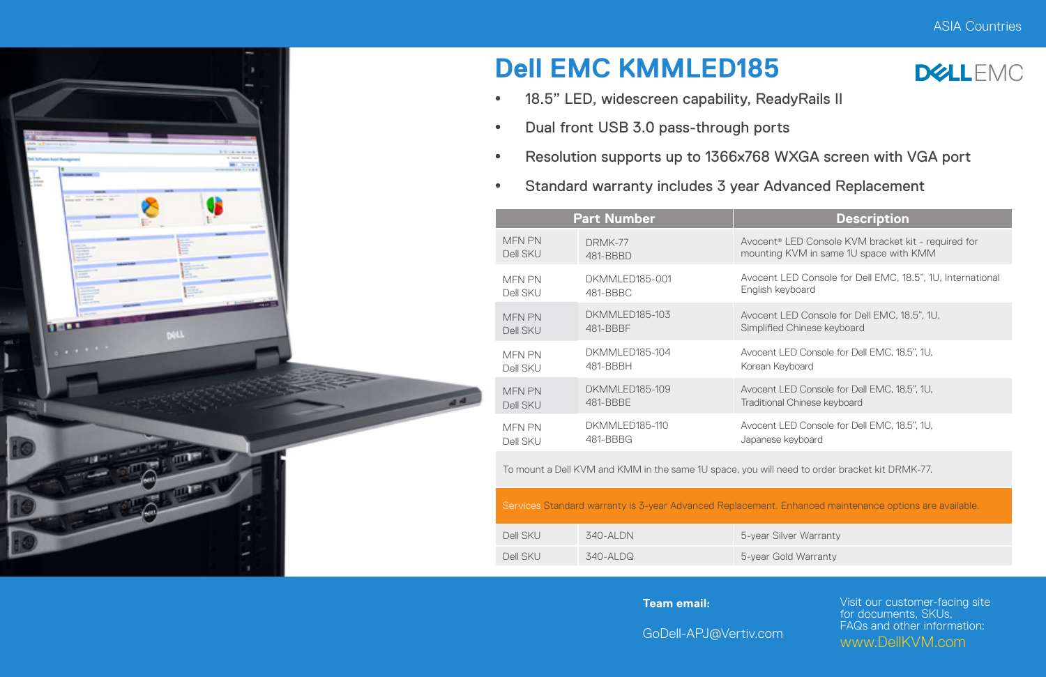ASIA Countries

# Dell EMC KMMLED185

DELLEMC

- 18.5” LED, widescreen capability, ReadyRails II
- Dual front USB 3.0 pass-through ports
- Resolution supports up to 1366x768 WXGA screen with VGA port
- Standard warranty includes 3 year Advanced Replacement

| Part Number | | Description |
|---|---|---|
| MFN PN<br>Dell SKU | DRMK-77<br>481-BBBD | Avocent® LED Console KVM bracket kit - required for mounting KVM in same 1U space with KMM |
| MFN PN<br>Dell SKU | DKMMLED185-001<br>481-BBBC | Avocent LED Console for Dell EMC, 18.5”, 1U, International English keyboard |
| MFN PN<br>Dell SKU | DKMMLED185-103<br>481-BBBF | Avocent LED Console for Dell EMC, 18.5”, 1U, Simplified Chinese keyboard |
| MFN PN<br>Dell SKU | DKMMLED185-104<br>481-BBBH | Avocent LED Console for Dell EMC, 18.5”, 1U, Korean Keyboard |
| MFN PN<br>Dell SKU | DKMMLED185-109<br>481-BBBE | Avocent LED Console for Dell EMC, 18.5”, 1U, Traditional Chinese keyboard |
| MFN PN<br>Dell SKU | DKMMLED185-110<br>481-BBBG | Avocent LED Console for Dell EMC, 18.5”, 1U, Japanese keyboard |

To mount a Dell KVM and KMM in the same 1U space, you will need to order bracket kit DRMK-77.

Services Standard warranty is 3-year Advanced Replacement. Enhanced maintenance options are available.

| | | |
|---|---|---|
| Dell SKU | 340-ALDN | 5-year Silver Warranty |
| Dell SKU | 340-ALDQ | 5-year Gold Warranty |

**Team email:**

GoDell-APJ@Vertiv.com

Visit our customer-facing site for documents, SKUs, FAQs and other information:

www.DellKVM.com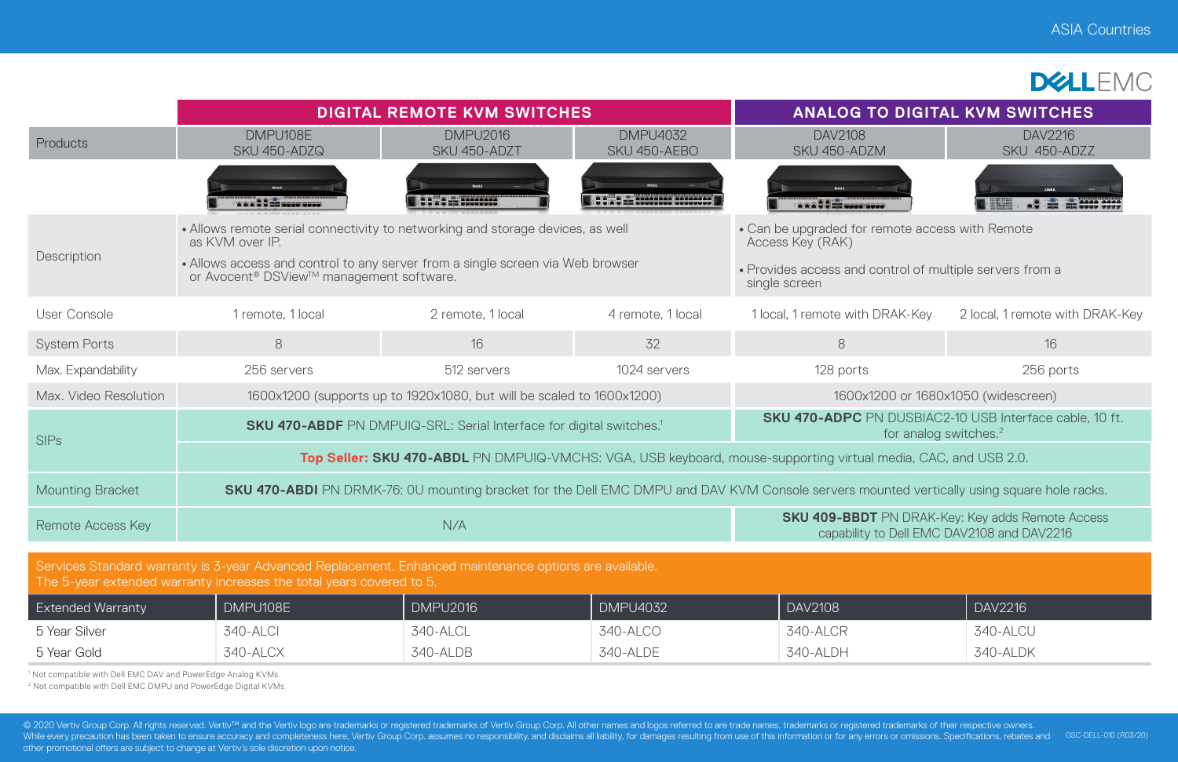ASIA Countries

DELL EMC

| | DIGITAL REMOTE KVM SWITCHES | | | ANALOG TO DIGITAL KVM SWITCHES | |
|---|---|---|---|---|---|
| Products | DMPU108E SKU 450-ADZQ | DMPU2016 SKU 450-ADZT | DMPU4032 SKU 450-AEBO | DAV2108 SKU 450-ADZM | DAV2216 SKU 450-ADZZ |
| Description | • Allows remote serial connectivity to networking and storage devices, as well as KVM over IP. • Allows access and control to any server from a single screen via Web browser or Avocent® DSView™ management software. | | | • Can be upgraded for remote access with Remote Access Key (RAK) • Provides access and control of multiple servers from a single screen | |
| User Console | 1 remote, 1 local | 2 remote, 1 local | 4 remote, 1 local | 1 local, 1 remote with DRAK-Key | 2 local, 1 remote with DRAK-Key |
| System Ports | 8 | 16 | 32 | 8 | 16 |
| Max. Expandability | 256 servers | 512 servers | 1024 servers | 128 ports | 256 ports |
| Max. Video Resolution | 1600x1200 (supports up to 1920x1080, but will be scaled to 1600x1200) | | | 1600x1200 or 1680x1050 (widescreen) | |
| SIPs | **SKU 470-ABDF** PN DMPUIQ-SRL: Serial Interface for digital switches.[1] | | | **SKU 470-ADPC** PN DUSBIAC2-10 USB Interface cable, 10 ft. for analog switches.[2] | |
| | **Top Seller: SKU 470-ABDL** PN DMPUIQ-VMCHS: VGA, USB keyboard, mouse-supporting virtual media, CAC, and USB 2.0. | | | | |
| Mounting Bracket | **SKU 470-ABDI** PN DRMK-76: 0U mounting bracket for the Dell EMC DMPU and DAV KVM Console servers mounted vertically using square hole racks. | | | | |
| Remote Access Key | N/A | | | **SKU 409-BBDT** PN DRAK-Key: Key adds Remote Access capability to Dell EMC DAV2108 and DAV2216 | |

Services Standard warranty is 3-year Advanced Replacement. Enhanced maintenance options are available.
The 5-year extended warranty increases the total years covered to 5.

| Extended Warranty | DMPU108E | DMPU2016 | DMPU4032 | DAV2108 | DAV2216 |
|---|---|---|---|---|---|
| 5 Year Silver | 340-ALCI | 340-ALCL | 340-ALCO | 340-ALCR | 340-ALCU |
| 5 Year Gold | 340-ALCX | 340-ALDB | 340-ALDE | 340-ALDH | 340-ALDK |

[1] Not compatible with Dell EMC DAV and PowerEdge Analog KVMs.

[2] Not compatible with Dell EMC DMPU and PowerEdge Digital KVMs.

© 2020 Vertiv Group Corp. All rights reserved. Vertiv™ and the Vertiv logo are trademarks or registered trademarks of Vertiv Group Corp. All other names and logos referred to are trade names, trademarks or registered trademarks of their respective owners. While every precaution has been taken to ensure accuracy and completeness here, Vertiv Group Corp. assumes no responsibility, and disclaims all liability, for damages resulting from use of this information or for any errors or omissions. Specifications, rebates and other promotional offers are subject to change at Vertiv's sole discretion upon notice.

GSC-DELL-010 (R03/20)